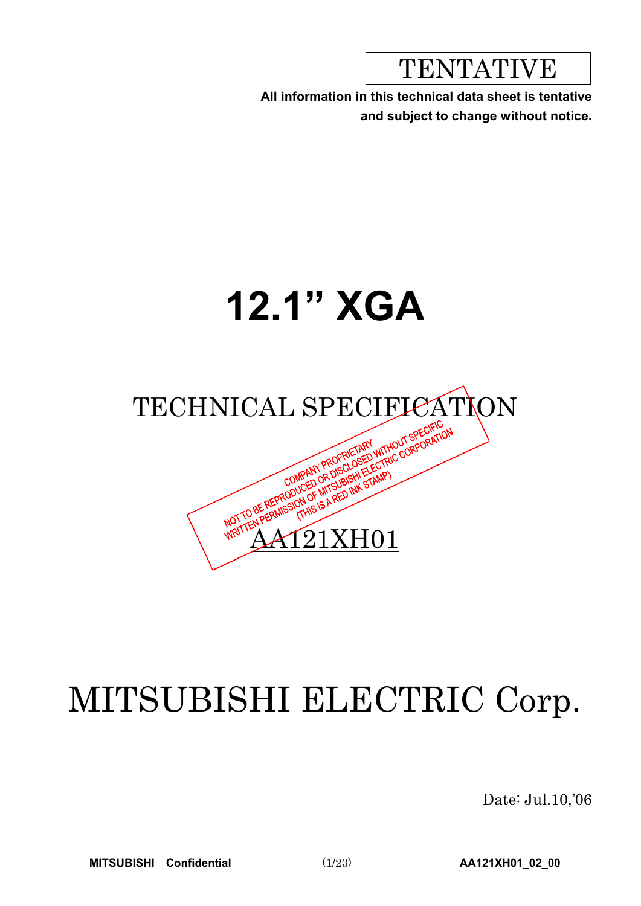TENTATIVE

**All information in this technical data sheet is tentative and subject to change without notice.**

# 12.1" XGA

## TECHNICAL SPECIFICATION

COMPANY PROPRIETARY
NOT TO BE REPRODUCED OR DISCLOSED WITHOUT SPECIFIC WRITTEN PERMISSION OF MITSUBISHI ELECTRIC CORPORATION
(THIS IS A RED INK STAMP)

## AA121XH01

# MITSUBISHI ELECTRIC Corp.

Date: Jul.10,'06

**MITSUBISHI Confidential** **AA121XH01_02_00**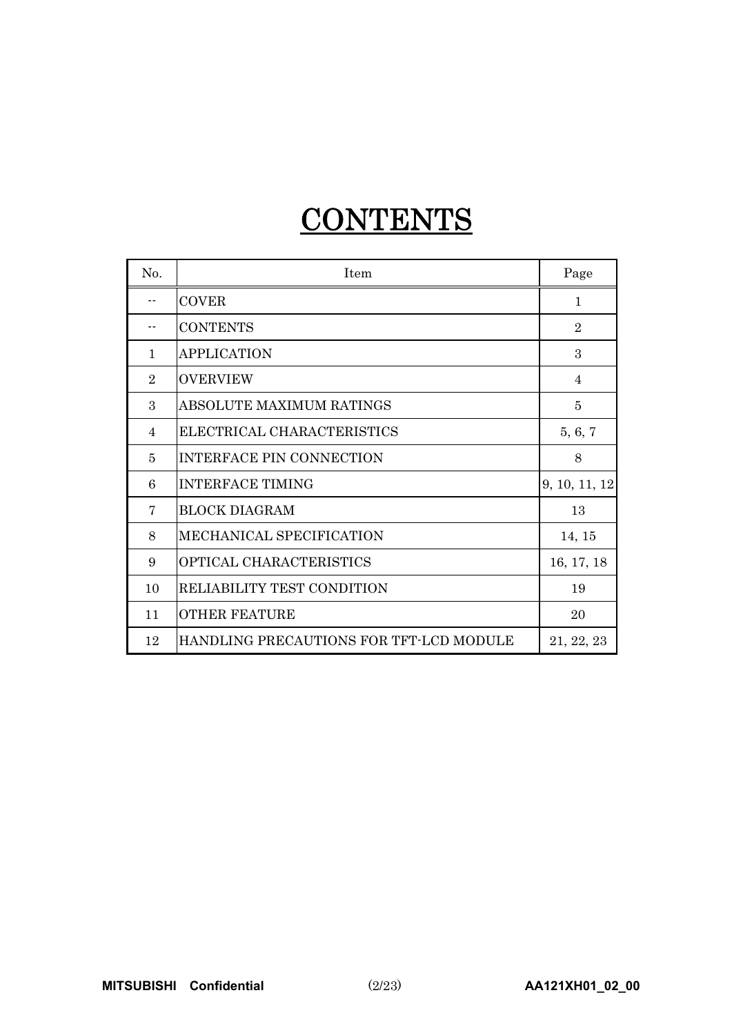# CONTENTS

| No. | Item | Page |
| --- | --- | --- |
| -- | COVER | 1 |
| -- | CONTENTS | 2 |
| 1 | APPLICATION | 3 |
| 2 | OVERVIEW | 4 |
| 3 | ABSOLUTE MAXIMUM RATINGS | 5 |
| 4 | ELECTRICAL CHARACTERISTICS | 5, 6, 7 |
| 5 | INTERFACE PIN CONNECTION | 8 |
| 6 | INTERFACE TIMING | 9, 10, 11, 12 |
| 7 | BLOCK DIAGRAM | 13 |
| 8 | MECHANICAL SPECIFICATION | 14, 15 |
| 9 | OPTICAL CHARACTERISTICS | 16, 17, 18 |
| 10 | RELIABILITY TEST CONDITION | 19 |
| 11 | OTHER FEATURE | 20 |
| 12 | HANDLING PRECAUTIONS FOR TFT-LCD MODULE | 21, 22, 23 |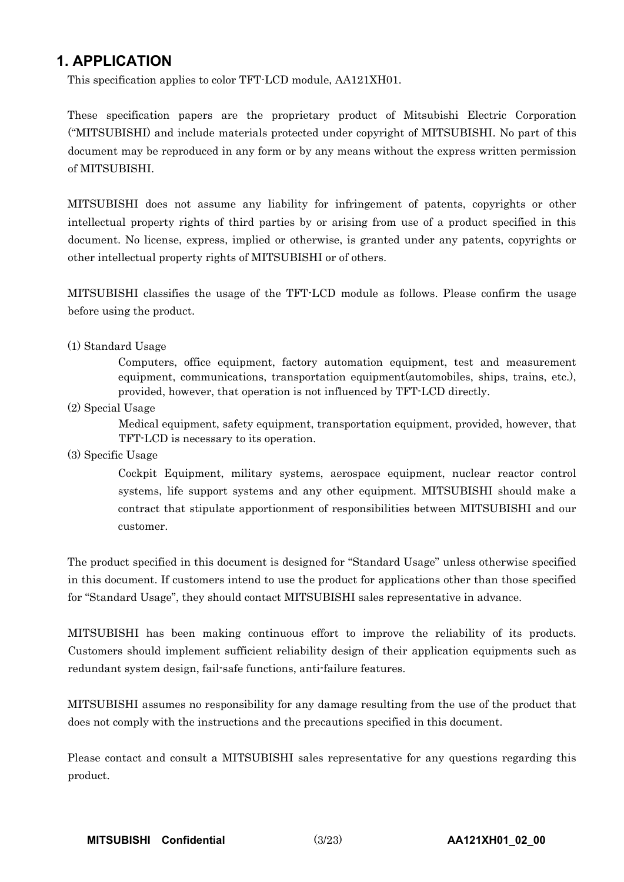# 1. APPLICATION

This specification applies to color TFT-LCD module, AA121XH01.

These specification papers are the proprietary product of Mitsubishi Electric Corporation ("MITSUBISHI) and include materials protected under copyright of MITSUBISHI. No part of this document may be reproduced in any form or by any means without the express written permission of MITSUBISHI.

MITSUBISHI does not assume any liability for infringement of patents, copyrights or other intellectual property rights of third parties by or arising from use of a product specified in this document. No license, express, implied or otherwise, is granted under any patents, copyrights or other intellectual property rights of MITSUBISHI or of others.

MITSUBISHI classifies the usage of the TFT-LCD module as follows. Please confirm the usage before using the product.

(1) Standard Usage

Computers, office equipment, factory automation equipment, test and measurement equipment, communications, transportation equipment(automobiles, ships, trains, etc.), provided, however, that operation is not influenced by TFT-LCD directly.

(2) Special Usage

Medical equipment, safety equipment, transportation equipment, provided, however, that TFT-LCD is necessary to its operation.

(3) Specific Usage

Cockpit Equipment, military systems, aerospace equipment, nuclear reactor control systems, life support systems and any other equipment. MITSUBISHI should make a contract that stipulate apportionment of responsibilities between MITSUBISHI and our customer.

The product specified in this document is designed for "Standard Usage" unless otherwise specified in this document. If customers intend to use the product for applications other than those specified for "Standard Usage", they should contact MITSUBISHI sales representative in advance.

MITSUBISHI has been making continuous effort to improve the reliability of its products. Customers should implement sufficient reliability design of their application equipments such as redundant system design, fail-safe functions, anti-failure features.

MITSUBISHI assumes no responsibility for any damage resulting from the use of the product that does not comply with the instructions and the precautions specified in this document.

Please contact and consult a MITSUBISHI sales representative for any questions regarding this product.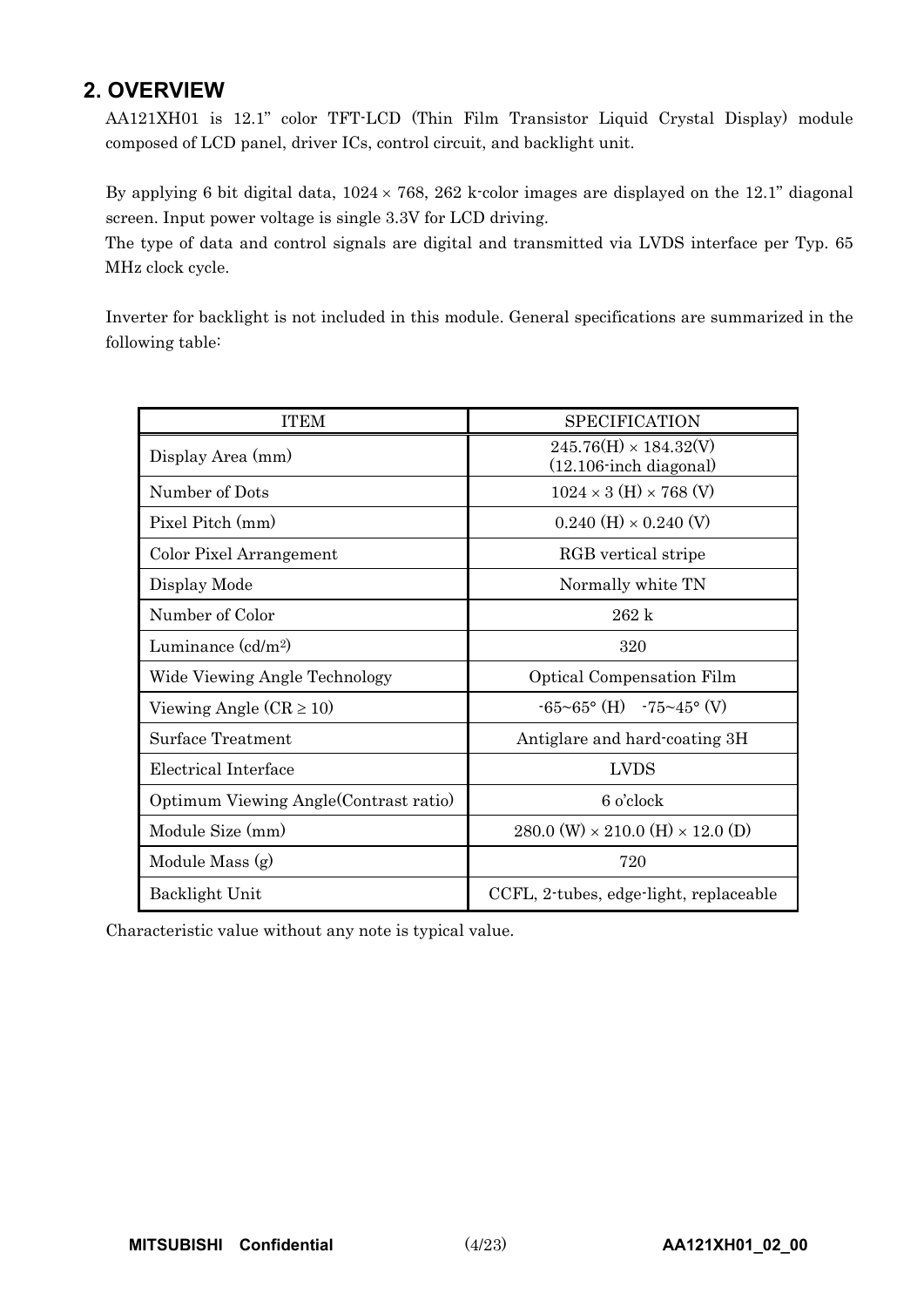## 2. OVERVIEW

AA121XH01 is 12.1" color TFT-LCD (Thin Film Transistor Liquid Crystal Display) module composed of LCD panel, driver ICs, control circuit, and backlight unit.

By applying 6 bit digital data, 1024 × 768, 262 k-color images are displayed on the 12.1" diagonal screen. Input power voltage is single 3.3V for LCD driving.
The type of data and control signals are digital and transmitted via LVDS interface per Typ. 65 MHz clock cycle.

Inverter for backlight is not included in this module. General specifications are summarized in the following table:

| ITEM | SPECIFICATION |
|---|---|
| Display Area (mm) | 245.76(H) × 184.32(V)<br>(12.106-inch diagonal) |
| Number of Dots | 1024 × 3 (H) × 768 (V) |
| Pixel Pitch (mm) | 0.240 (H) × 0.240 (V) |
| Color Pixel Arrangement | RGB vertical stripe |
| Display Mode | Normally white TN |
| Number of Color | 262 k |
| Luminance (cd/m²) | 320 |
| Wide Viewing Angle Technology | Optical Compensation Film |
| Viewing Angle (CR ≥ 10) | -65~65° (H)   -75~45° (V) |
| Surface Treatment | Antiglare and hard-coating 3H |
| Electrical Interface | LVDS |
| Optimum Viewing Angle(Contrast ratio) | 6 o'clock |
| Module Size (mm) | 280.0 (W) × 210.0 (H) × 12.0 (D) |
| Module Mass (g) | 720 |
| Backlight Unit | CCFL, 2-tubes, edge-light, replaceable |

Characteristic value without any note is typical value.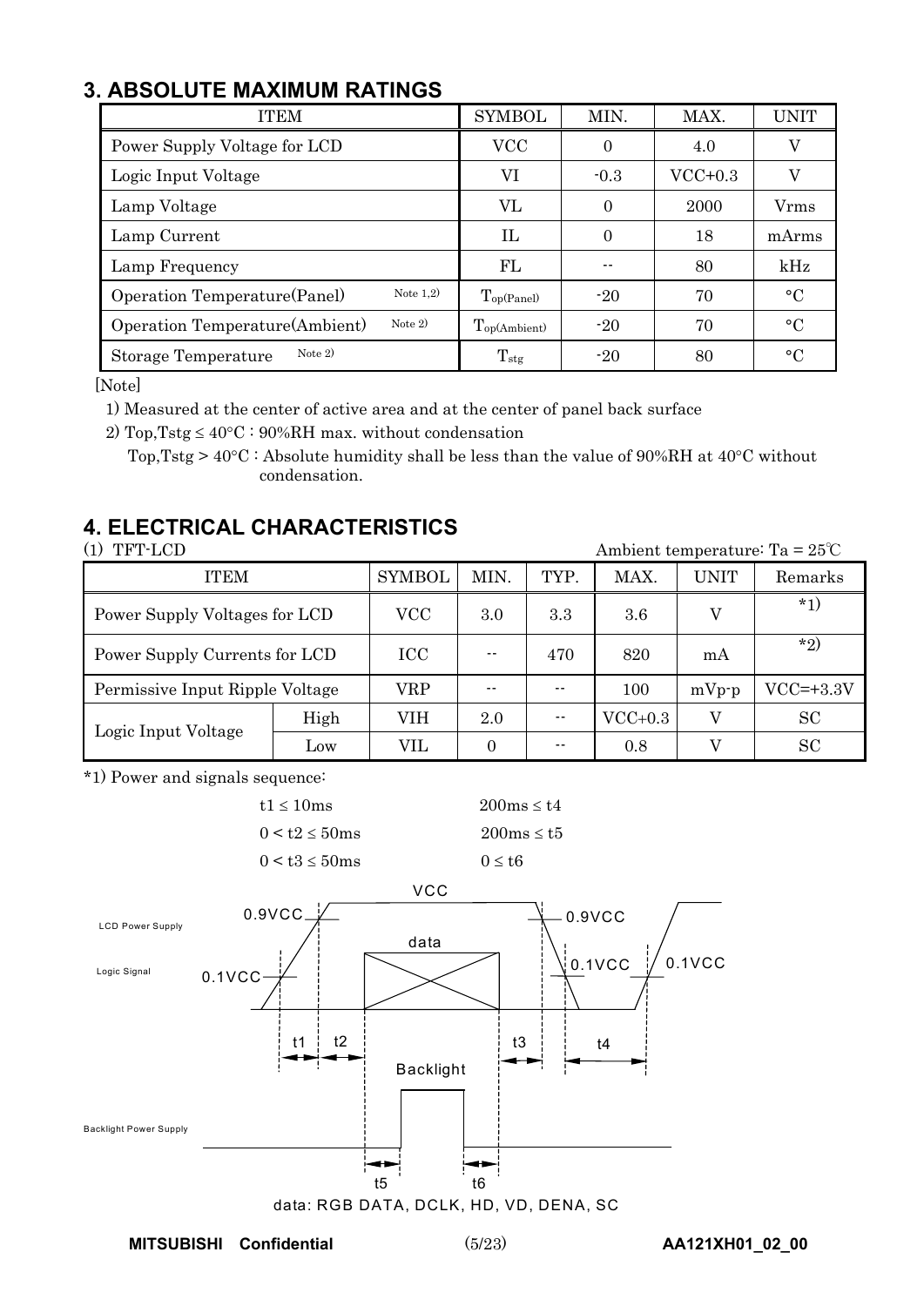## 3. ABSOLUTE MAXIMUM RATINGS

| ITEM | SYMBOL | MIN. | MAX. | UNIT |
|---|---|---|---|---|
| Power Supply Voltage for LCD | VCC | 0 | 4.0 | V |
| Logic Input Voltage | VI | -0.3 | VCC+0.3 | V |
| Lamp Voltage | VL | 0 | 2000 | Vrms |
| Lamp Current | IL | 0 | 18 | mArms |
| Lamp Frequency | FL | -- | 80 | kHz |
| Operation Temperature(Panel) Note 1,2) | $T_{op(Panel)}$ | -20 | 70 | °C |
| Operation Temperature(Ambient) Note 2) | $T_{op(Ambient)}$ | -20 | 70 | °C |
| Storage Temperature Note 2) | $T_{stg}$ | -20 | 80 | °C |

[Note]

1) Measured at the center of active area and at the center of panel back surface

2) Top,Tstg ≤ 40°C : 90%RH max. without condensation

Top,Tstg > 40°C : Absolute humidity shall be less than the value of 90%RH at 40°C without condensation.

## 4. ELECTRICAL CHARACTERISTICS

(1) TFT-LCD

Ambient temperature: Ta = 25℃

| ITEM | | SYMBOL | MIN. | TYP. | MAX. | UNIT | Remarks |
|---|---|---|---|---|---|---|---|
| Power Supply Voltages for LCD | | VCC | 3.0 | 3.3 | 3.6 | V | *1) |
| Power Supply Currents for LCD | | ICC | -- | 470 | 820 | mA | *2) |
| Permissive Input Ripple Voltage | | VRP | -- | -- | 100 | mVp-p | VCC=+3.3V |
| Logic Input Voltage | High | VIH | 2.0 | -- | VCC+0.3 | V | SC |
| | Low | VIL | 0 | -- | 0.8 | V | SC |

*1) Power and signals sequence:

t1 ≤ 10ms　　　　200ms ≤ t4

0 < t2 ≤ 50ms　　　　200ms ≤ t5

0 < t3 ≤ 50ms　　　　0 ≤ t6

LCD Power Supply: VCC, 0.9VCC, 0.1VCC

Logic Signal: data

Backlight Power Supply: Backlight

t1, t2, t3, t4, t5, t6

data: RGB DATA, DCLK, HD, VD, DENA, SC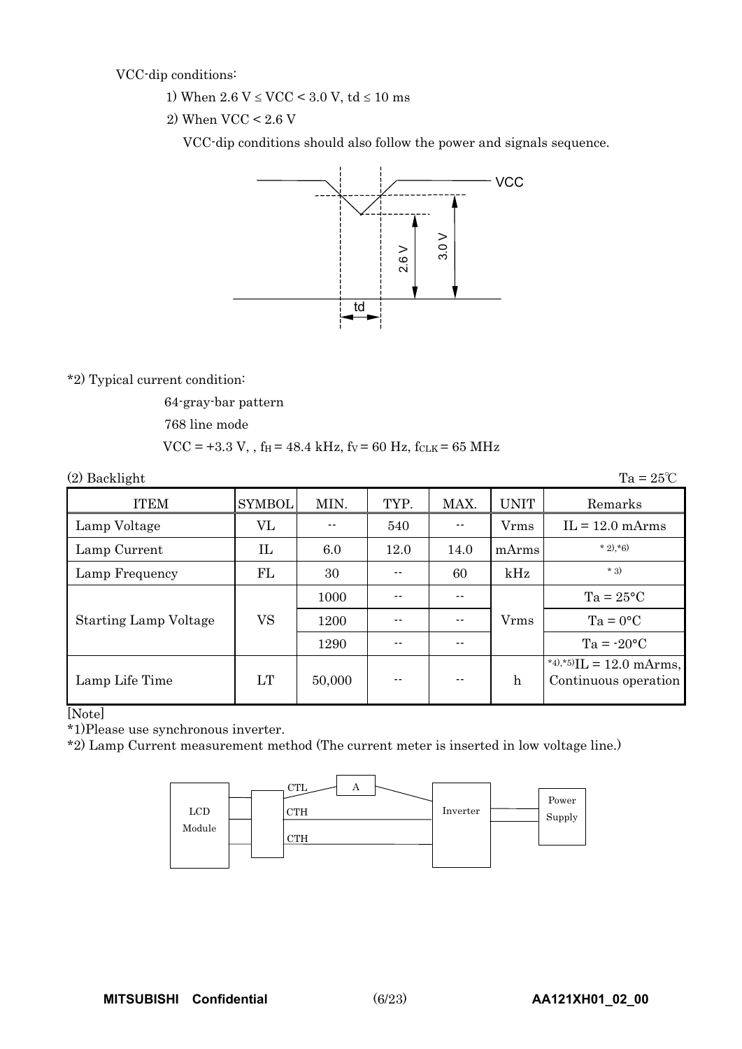VCC-dip conditions:

1) When 2.6 V ≤ VCC < 3.0 V, td ≤ 10 ms

2) When VCC < 2.6 V

VCC-dip conditions should also follow the power and signals sequence.

*2) Typical current condition:

64-gray-bar pattern

768 line mode

VCC = +3.3 V, , $f_H$ = 48.4 kHz, $f_V$ = 60 Hz, $f_{CLK}$ = 65 MHz

(2) Backlight

Ta = 25℃

| ITEM | SYMBOL | MIN. | TYP. | MAX. | UNIT | Remarks |
|---|---|---|---|---|---|---|
| Lamp Voltage | VL | -- | 540 | -- | Vrms | IL = 12.0 mArms |
| Lamp Current | IL | 6.0 | 12.0 | 14.0 | mArms | *2),*6) |
| Lamp Frequency | FL | 30 | -- | 60 | kHz | *3) |
| Starting Lamp Voltage | VS | 1000 | -- | -- | Vrms | Ta = 25°C |
| | | 1200 | -- | -- | | Ta = 0°C |
| | | 1290 | -- | -- | | Ta = -20°C |
| Lamp Life Time | LT | 50,000 | -- | -- | h | *4),*5) IL = 12.0 mArms, Continuous operation |

[Note]

*1)Please use synchronous inverter.

*2) Lamp Current measurement method (The current meter is inserted in low voltage line.)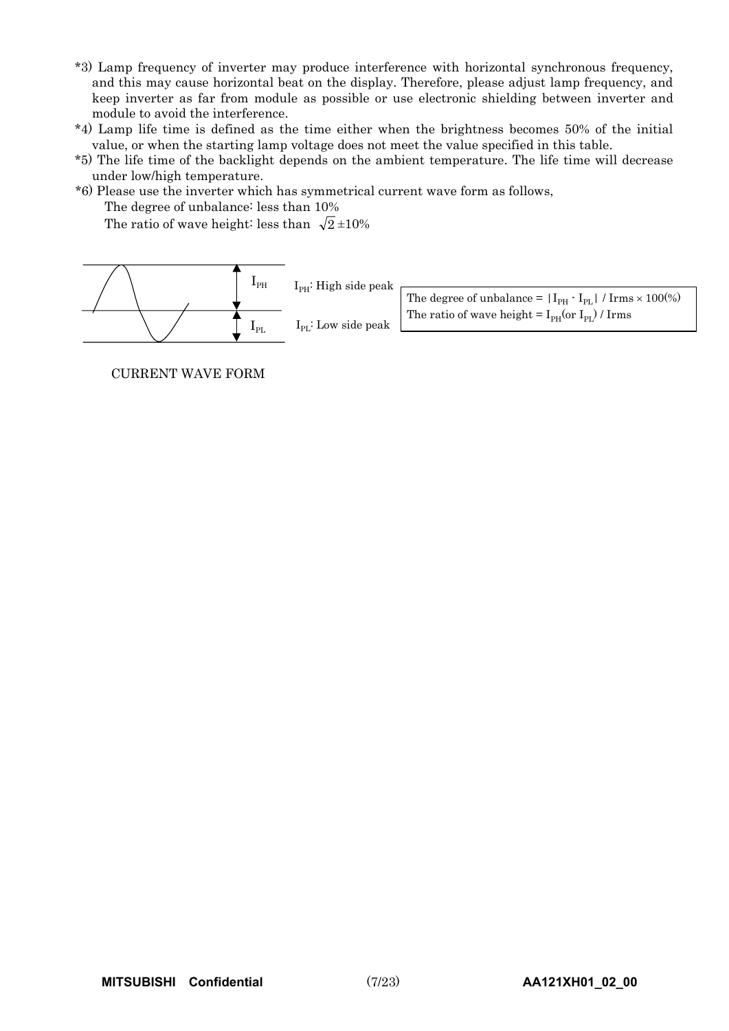*3) Lamp frequency of inverter may produce interference with horizontal synchronous frequency, and this may cause horizontal beat on the display. Therefore, please adjust lamp frequency, and keep inverter as far from module as possible or use electronic shielding between inverter and module to avoid the interference.

*4) Lamp life time is defined as the time either when the brightness becomes 50% of the initial value, or when the starting lamp voltage does not meet the value specified in this table.

*5) The life time of the backlight depends on the ambient temperature. The life time will decrease under low/high temperature.

*6) Please use the inverter which has symmetrical current wave form as follows,

The degree of unbalance: less than 10%

The ratio of wave height: less than $\sqrt{2} \pm 10\%$

$I_{PH}$

$I_{PL}$

$I_{PH}$: High side peak

$I_{PL}$: Low side peak

The degree of unbalance = $|I_{PH} - I_{PL}|$ / Irms × 100(%)
The ratio of wave height = $I_{PH}$(or $I_{PL}$) / Irms

CURRENT WAVE FORM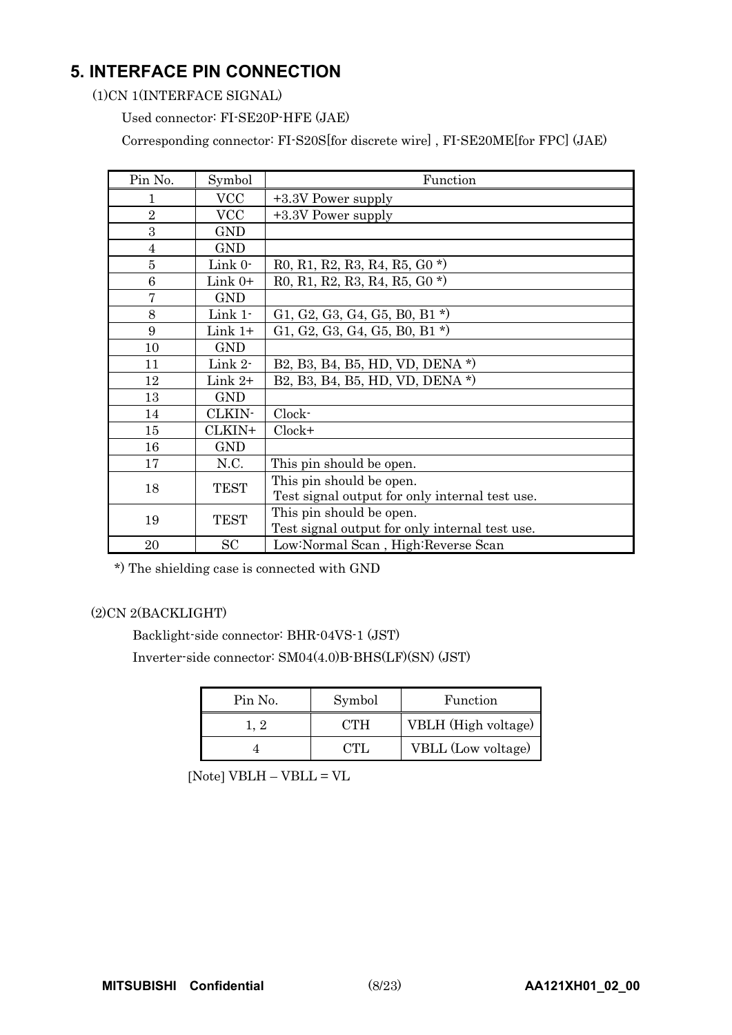## 5. INTERFACE PIN CONNECTION

(1)CN 1(INTERFACE SIGNAL)

Used connector: FI-SE20P-HFE (JAE)

Corresponding connector: FI-S20S[for discrete wire] , FI-SE20ME[for FPC] (JAE)

| Pin No. | Symbol | Function |
|---|---|---|
| 1 | VCC | +3.3V Power supply |
| 2 | VCC | +3.3V Power supply |
| 3 | GND | |
| 4 | GND | |
| 5 | Link 0- | R0, R1, R2, R3, R4, R5, G0 *) |
| 6 | Link 0+ | R0, R1, R2, R3, R4, R5, G0 *) |
| 7 | GND | |
| 8 | Link 1- | G1, G2, G3, G4, G5, B0, B1 *) |
| 9 | Link 1+ | G1, G2, G3, G4, G5, B0, B1 *) |
| 10 | GND | |
| 11 | Link 2- | B2, B3, B4, B5, HD, VD, DENA *) |
| 12 | Link 2+ | B2, B3, B4, B5, HD, VD, DENA *) |
| 13 | GND | |
| 14 | CLKIN- | Clock- |
| 15 | CLKIN+ | Clock+ |
| 16 | GND | |
| 17 | N.C. | This pin should be open. |
| 18 | TEST | This pin should be open. Test signal output for only internal test use. |
| 19 | TEST | This pin should be open. Test signal output for only internal test use. |
| 20 | SC | Low:Normal Scan , High:Reverse Scan |

*) The shielding case is connected with GND

(2)CN 2(BACKLIGHT)

Backlight-side connector: BHR-04VS-1 (JST)

Inverter-side connector: SM04(4.0)B-BHS(LF)(SN) (JST)

| Pin No. | Symbol | Function |
|---|---|---|
| 1, 2 | CTH | VBLH (High voltage) |
| 4 | CTL | VBLL (Low voltage) |

[Note] VBLH – VBLL = VL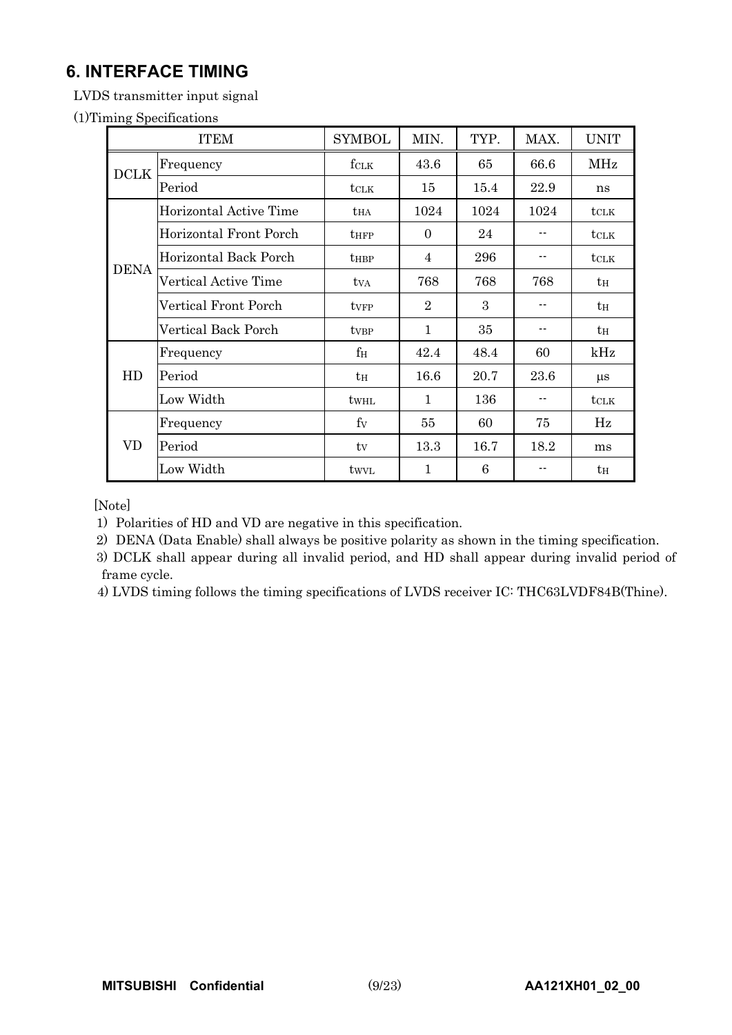## 6. INTERFACE TIMING

LVDS transmitter input signal

(1)Timing Specifications

| ITEM | | SYMBOL | MIN. | TYP. | MAX. | UNIT |
|---|---|---|---|---|---|---|
| DCLK | Frequency | $f_{CLK}$ | 43.6 | 65 | 66.6 | MHz |
| | Period | $t_{CLK}$ | 15 | 15.4 | 22.9 | ns |
| DENA | Horizontal Active Time | $t_{HA}$ | 1024 | 1024 | 1024 | $t_{CLK}$ |
| | Horizontal Front Porch | $t_{HFP}$ | 0 | 24 | -- | $t_{CLK}$ |
| | Horizontal Back Porch | $t_{HBP}$ | 4 | 296 | -- | $t_{CLK}$ |
| | Vertical Active Time | $t_{VA}$ | 768 | 768 | 768 | $t_H$ |
| | Vertical Front Porch | $t_{VFP}$ | 2 | 3 | -- | $t_H$ |
| | Vertical Back Porch | $t_{VBP}$ | 1 | 35 | -- | $t_H$ |
| HD | Frequency | $f_H$ | 42.4 | 48.4 | 60 | kHz |
| | Period | $t_H$ | 16.6 | 20.7 | 23.6 | μs |
| | Low Width | $t_{WHL}$ | 1 | 136 | -- | $t_{CLK}$ |
| VD | Frequency | $f_V$ | 55 | 60 | 75 | Hz |
| | Period | $t_V$ | 13.3 | 16.7 | 18.2 | ms |
| | Low Width | $t_{WVL}$ | 1 | 6 | -- | $t_H$ |

[Note]

1) Polarities of HD and VD are negative in this specification.

2) DENA (Data Enable) shall always be positive polarity as shown in the timing specification.

3) DCLK shall appear during all invalid period, and HD shall appear during invalid period of frame cycle.

4) LVDS timing follows the timing specifications of LVDS receiver IC: THC63LVDF84B(Thine).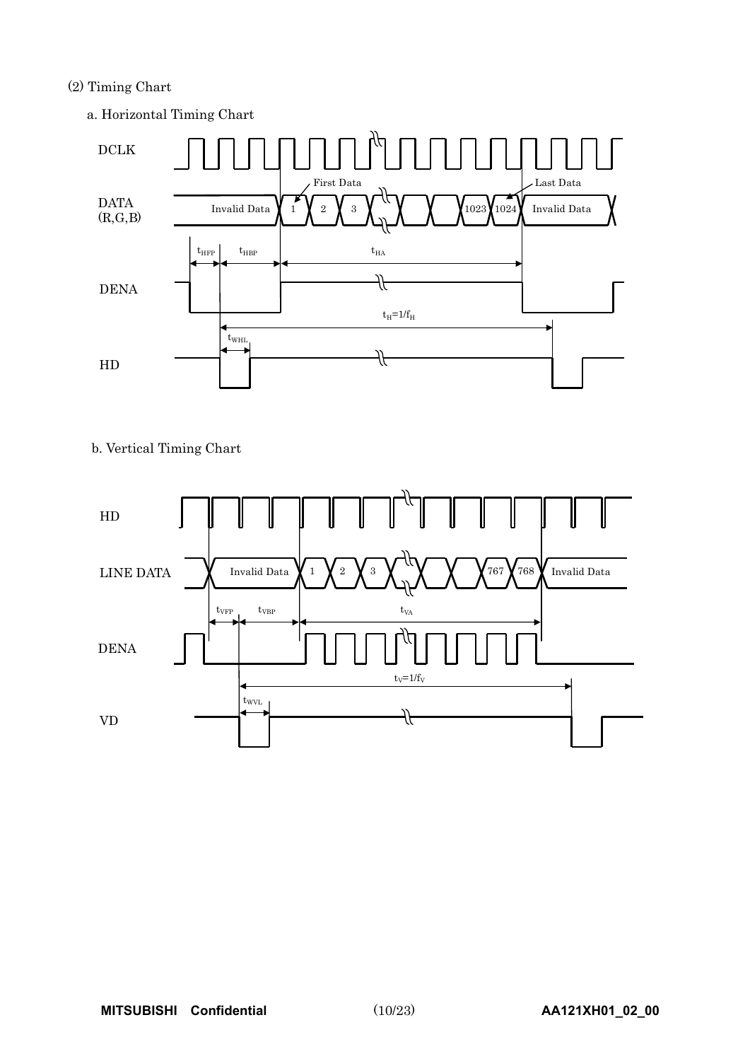(2) Timing Chart

a. Horizontal Timing Chart

DCLK

DATA (R,G,B) — Invalid Data, 1, 2, 3, ..., 1023, 1024, Invalid Data (First Data, Last Data)

$t_{HFP}$ $t_{HBP}$ $t_{HA}$

DENA

$t_H = 1/f_H$

$t_{WHL}$

HD

b. Vertical Timing Chart

HD

LINE DATA — Invalid Data, 1, 2, 3, ..., 767, 768, Invalid Data

$t_{VFP}$ $t_{VBP}$ $t_{VA}$

DENA

$t_V = 1/f_V$

$t_{WVL}$

VD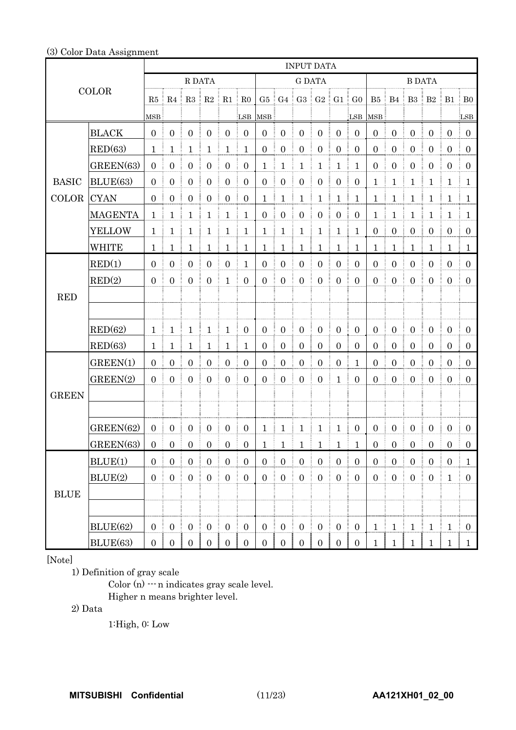(3) Color Data Assignment

| COLOR | | INPUT DATA | | | | | | | | | | | | | | | | | |
|---|---|---|---|---|---|---|---|---|---|---|---|---|---|---|---|---|---|---|---|
| | | R DATA | | | | | | G DATA | | | | | | B DATA | | | | | |
| | | R5 | R4 | R3 | R2 | R1 | R0 | G5 | G4 | G3 | G2 | G1 | G0 | B5 | B4 | B3 | B2 | B1 | B0 |
| | | MSB | | | | | LSB | MSB | | | | | LSB | MSB | | | | | LSB |
| BASIC COLOR | BLACK | 0 | 0 | 0 | 0 | 0 | 0 | 0 | 0 | 0 | 0 | 0 | 0 | 0 | 0 | 0 | 0 | 0 | 0 |
| | RED(63) | 1 | 1 | 1 | 1 | 1 | 1 | 0 | 0 | 0 | 0 | 0 | 0 | 0 | 0 | 0 | 0 | 0 | 0 |
| | GREEN(63) | 0 | 0 | 0 | 0 | 0 | 0 | 1 | 1 | 1 | 1 | 1 | 1 | 0 | 0 | 0 | 0 | 0 | 0 |
| | BLUE(63) | 0 | 0 | 0 | 0 | 0 | 0 | 0 | 0 | 0 | 0 | 0 | 0 | 1 | 1 | 1 | 1 | 1 | 1 |
| | CYAN | 0 | 0 | 0 | 0 | 0 | 0 | 1 | 1 | 1 | 1 | 1 | 1 | 1 | 1 | 1 | 1 | 1 | 1 |
| | MAGENTA | 1 | 1 | 1 | 1 | 1 | 1 | 0 | 0 | 0 | 0 | 0 | 0 | 1 | 1 | 1 | 1 | 1 | 1 |
| | YELLOW | 1 | 1 | 1 | 1 | 1 | 1 | 1 | 1 | 1 | 1 | 1 | 1 | 0 | 0 | 0 | 0 | 0 | 0 |
| | WHITE | 1 | 1 | 1 | 1 | 1 | 1 | 1 | 1 | 1 | 1 | 1 | 1 | 1 | 1 | 1 | 1 | 1 | 1 |
| RED | RED(1) | 0 | 0 | 0 | 0 | 0 | 1 | 0 | 0 | 0 | 0 | 0 | 0 | 0 | 0 | 0 | 0 | 0 | 0 |
| | RED(2) | 0 | 0 | 0 | 0 | 1 | 0 | 0 | 0 | 0 | 0 | 0 | 0 | 0 | 0 | 0 | 0 | 0 | 0 |
| | | | | | | | | | | | | | | | | | | | |
| | | | | | | | | | | | | | | | | | | | |
| | RED(62) | 1 | 1 | 1 | 1 | 1 | 0 | 0 | 0 | 0 | 0 | 0 | 0 | 0 | 0 | 0 | 0 | 0 | 0 |
| | RED(63) | 1 | 1 | 1 | 1 | 1 | 1 | 0 | 0 | 0 | 0 | 0 | 0 | 0 | 0 | 0 | 0 | 0 | 0 |
| GREEN | GREEN(1) | 0 | 0 | 0 | 0 | 0 | 0 | 0 | 0 | 0 | 0 | 0 | 1 | 0 | 0 | 0 | 0 | 0 | 0 |
| | GREEN(2) | 0 | 0 | 0 | 0 | 0 | 0 | 0 | 0 | 0 | 0 | 1 | 0 | 0 | 0 | 0 | 0 | 0 | 0 |
| | | | | | | | | | | | | | | | | | | | |
| | | | | | | | | | | | | | | | | | | | |
| | GREEN(62) | 0 | 0 | 0 | 0 | 0 | 0 | 1 | 1 | 1 | 1 | 1 | 0 | 0 | 0 | 0 | 0 | 0 | 0 |
| | GREEN(63) | 0 | 0 | 0 | 0 | 0 | 0 | 1 | 1 | 1 | 1 | 1 | 1 | 0 | 0 | 0 | 0 | 0 | 0 |
| BLUE | BLUE(1) | 0 | 0 | 0 | 0 | 0 | 0 | 0 | 0 | 0 | 0 | 0 | 0 | 0 | 0 | 0 | 0 | 0 | 1 |
| | BLUE(2) | 0 | 0 | 0 | 0 | 0 | 0 | 0 | 0 | 0 | 0 | 0 | 0 | 0 | 0 | 0 | 0 | 1 | 0 |
| | | | | | | | | | | | | | | | | | | | |
| | | | | | | | | | | | | | | | | | | | |
| | BLUE(62) | 0 | 0 | 0 | 0 | 0 | 0 | 0 | 0 | 0 | 0 | 0 | 0 | 1 | 1 | 1 | 1 | 1 | 0 |
| | BLUE(63) | 0 | 0 | 0 | 0 | 0 | 0 | 0 | 0 | 0 | 0 | 0 | 0 | 1 | 1 | 1 | 1 | 1 | 1 |

[Note]

1) Definition of gray scale

Color (n) --- n indicates gray scale level.
Higher n means brighter level.

2) Data

1:High, 0: Low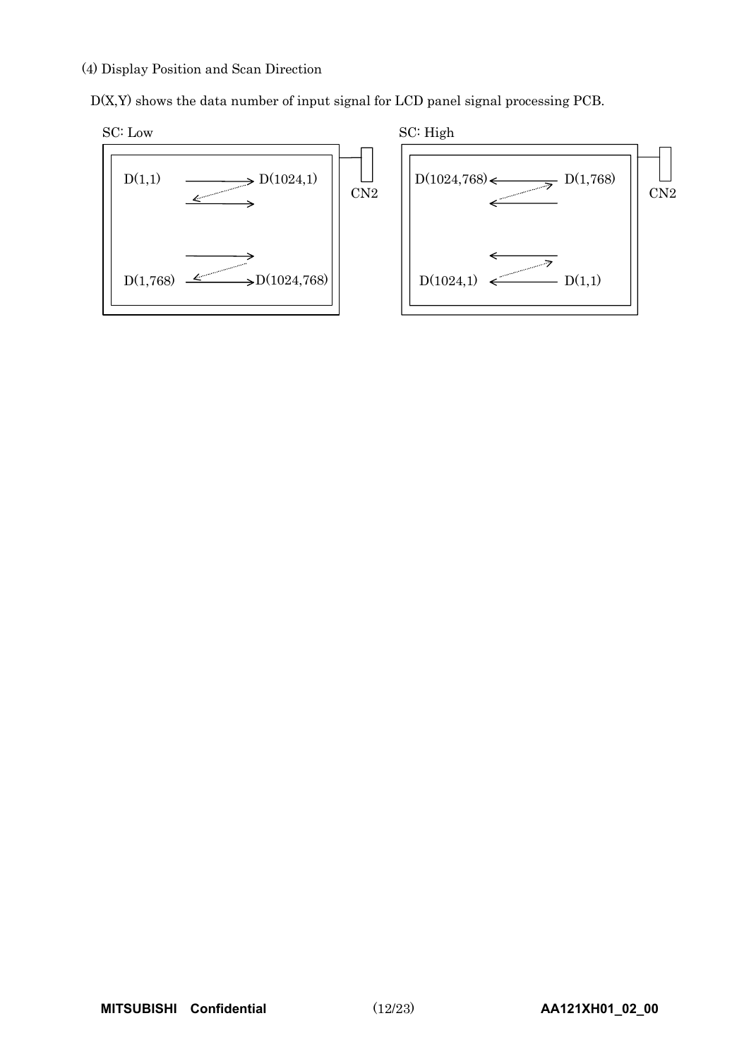(4) Display Position and Scan Direction

D(X,Y) shows the data number of input signal for LCD panel signal processing PCB.

SC: Low

D(1,1) → D(1024,1)

D(1,768) → D(1024,768)

CN2

SC: High

D(1024,768) ← D(1,768)

D(1024,1) ← D(1,1)

CN2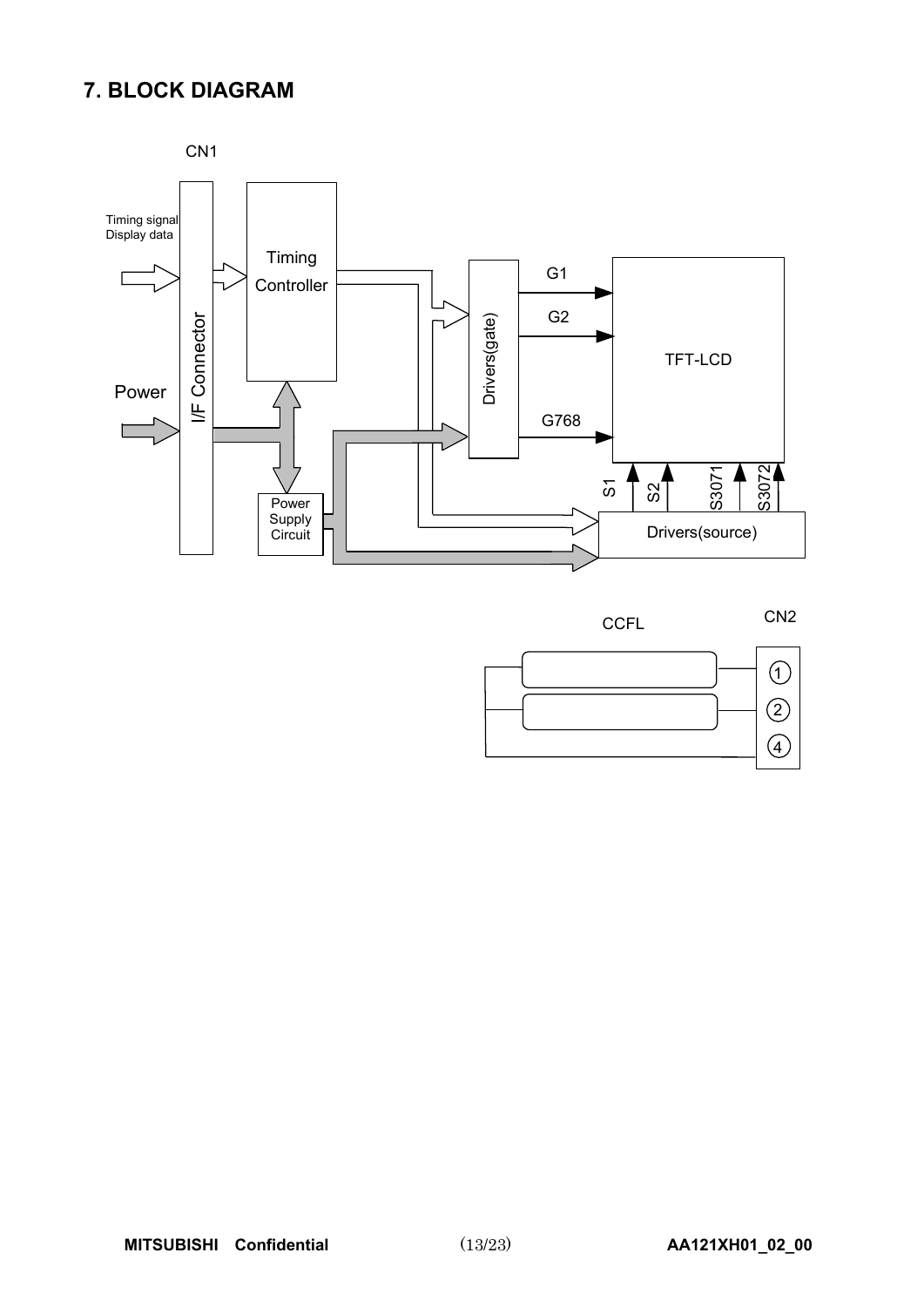## 7. BLOCK DIAGRAM

CN1

Timing signal
Display data

I/F Connector

Timing Controller

Power

Power Supply Circuit

Drivers(gate)

G1

G2

G768

TFT-LCD

S1 S2 S3071 S3072

Drivers(source)

CCFL

CN2

1

2

4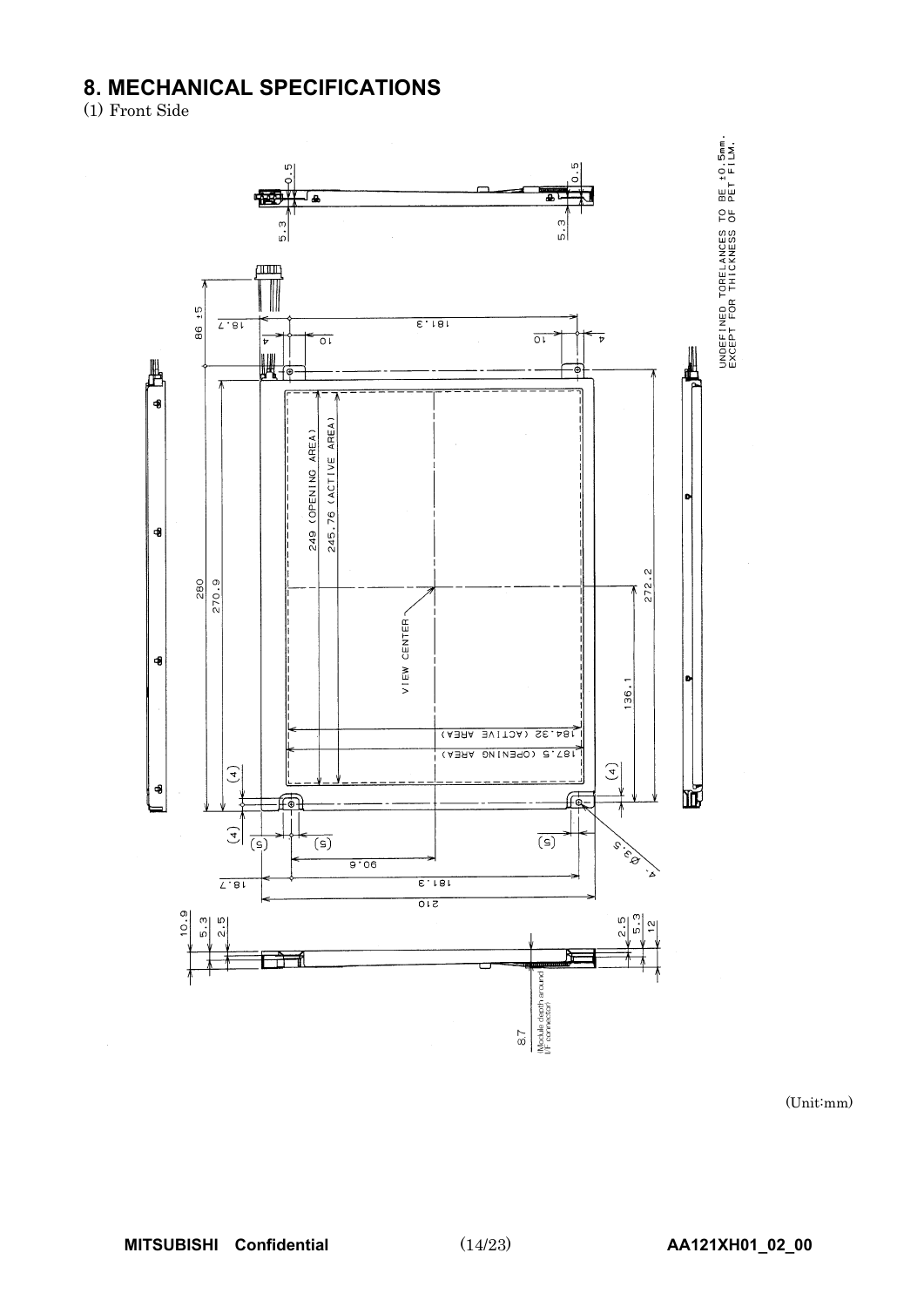# 8. MECHANICAL SPECIFICATIONS

(1) Front Side

UNDEFINED TORELANCES TO BE ±0.5mm. EXCEPT FOR THICKNESS OF PET FILM.

(Unit:mm)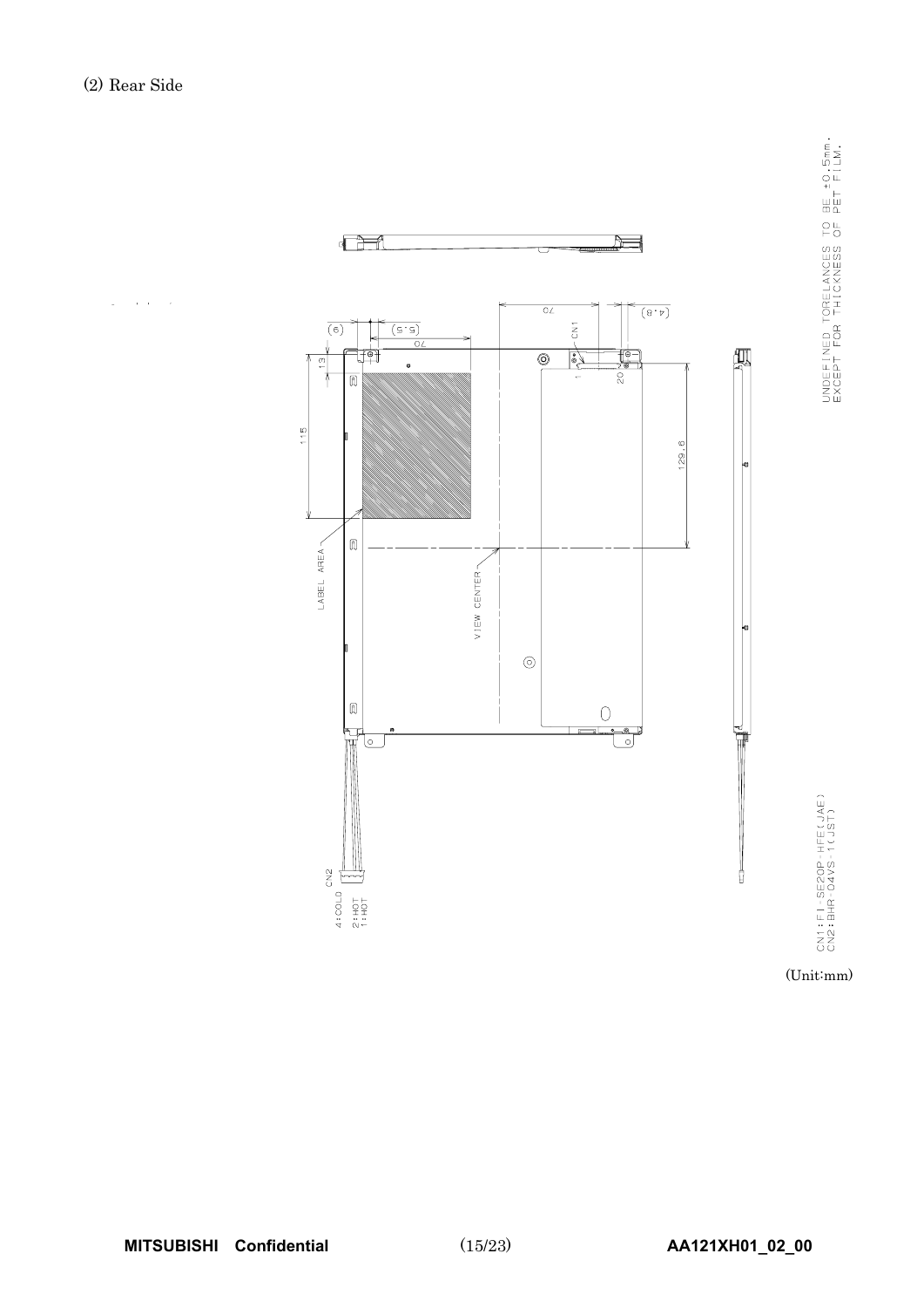(2) Rear Side

UNDEFINED TORELANCES TO BE ±0.5mm.
EXCEPT FOR THICKNESS OF PET FILM.

(6) (5.5) 70 13 115 LABEL AREA VIEW CENTER 70 (4.8) CN1 1 20 129.6

CN2
4:COLD
2:HOT
1:HOT

CN1:FI-SE20P-HFE(JAE)
CN2:BHR-04VS-1(JST)

(Unit:mm)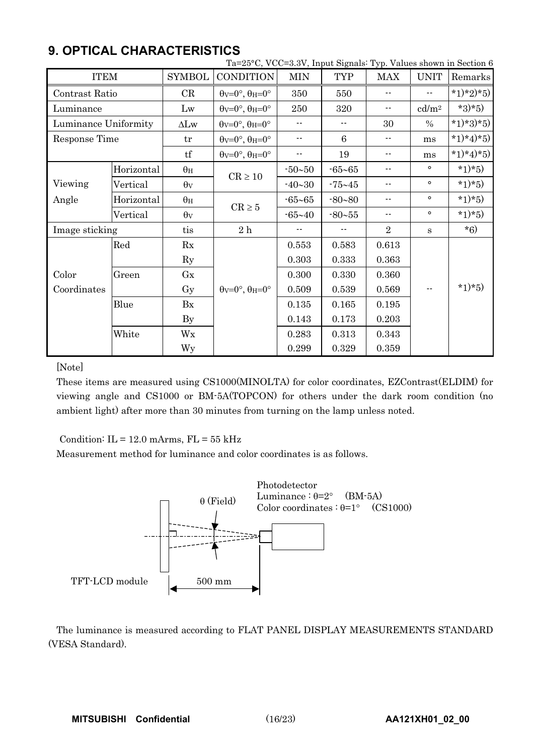## 9. OPTICAL CHARACTERISTICS

Ta=25°C, VCC=3.3V, Input Signals: Typ. Values shown in Section 6

| ITEM | | SYMBOL | CONDITION | MIN | TYP | MAX | UNIT | Remarks |
|---|---|---|---|---|---|---|---|---|
| Contrast Ratio | | CR | $\theta_V$=0°, $\theta_H$=0° | 350 | 550 | -- | -- | *1)*2)*5) |
| Luminance | | Lw | $\theta_V$=0°, $\theta_H$=0° | 250 | 320 | -- | cd/m² | *3)*5) |
| Luminance Uniformity | | ΔLw | $\theta_V$=0°, $\theta_H$=0° | -- | -- | 30 | % | *1)*3)*5) |
| Response Time | | tr | $\theta_V$=0°, $\theta_H$=0° | -- | 6 | -- | ms | *1)*4)*5) |
| | | tf | $\theta_V$=0°, $\theta_H$=0° | -- | 19 | -- | ms | *1)*4)*5) |
| Viewing Angle | Horizontal | $\theta_H$ | CR ≥ 10 | -50~50 | -65~65 | -- | ° | *1)*5) |
| | Vertical | $\theta_V$ | | -40~30 | -75~45 | -- | ° | *1)*5) |
| | Horizontal | $\theta_H$ | CR ≥ 5 | -65~65 | -80~80 | -- | ° | *1)*5) |
| | Vertical | $\theta_V$ | | -65~40 | -80~55 | -- | ° | *1)*5) |
| Image sticking | | tis | 2 h | -- | -- | 2 | s | *6) |
| Color Coordinates | Red | Rx | $\theta_V$=0°, $\theta_H$=0° | 0.553 | 0.583 | 0.613 | -- | *1)*5) |
| | | Ry | | 0.303 | 0.333 | 0.363 | | |
| | Green | Gx | | 0.300 | 0.330 | 0.360 | | |
| | | Gy | | 0.509 | 0.539 | 0.569 | | |
| | Blue | Bx | | 0.135 | 0.165 | 0.195 | | |
| | | By | | 0.143 | 0.173 | 0.203 | | |
| | White | Wx | | 0.283 | 0.313 | 0.343 | | |
| | | Wy | | 0.299 | 0.329 | 0.359 | | |

[Note]

These items are measured using CS1000(MINOLTA) for color coordinates, EZContrast(ELDIM) for viewing angle and CS1000 or BM-5A(TOPCON) for others under the dark room condition (no ambient light) after more than 30 minutes from turning on the lamp unless noted.

Condition: IL = 12.0 mArms, FL = 55 kHz

Measurement method for luminance and color coordinates is as follows.

Photodetector
Luminance : θ=2° (BM-5A)
Color coordinates : θ=1° (CS1000)

θ (Field)

TFT-LCD module 500 mm

The luminance is measured according to FLAT PANEL DISPLAY MEASUREMENTS STANDARD (VESA Standard).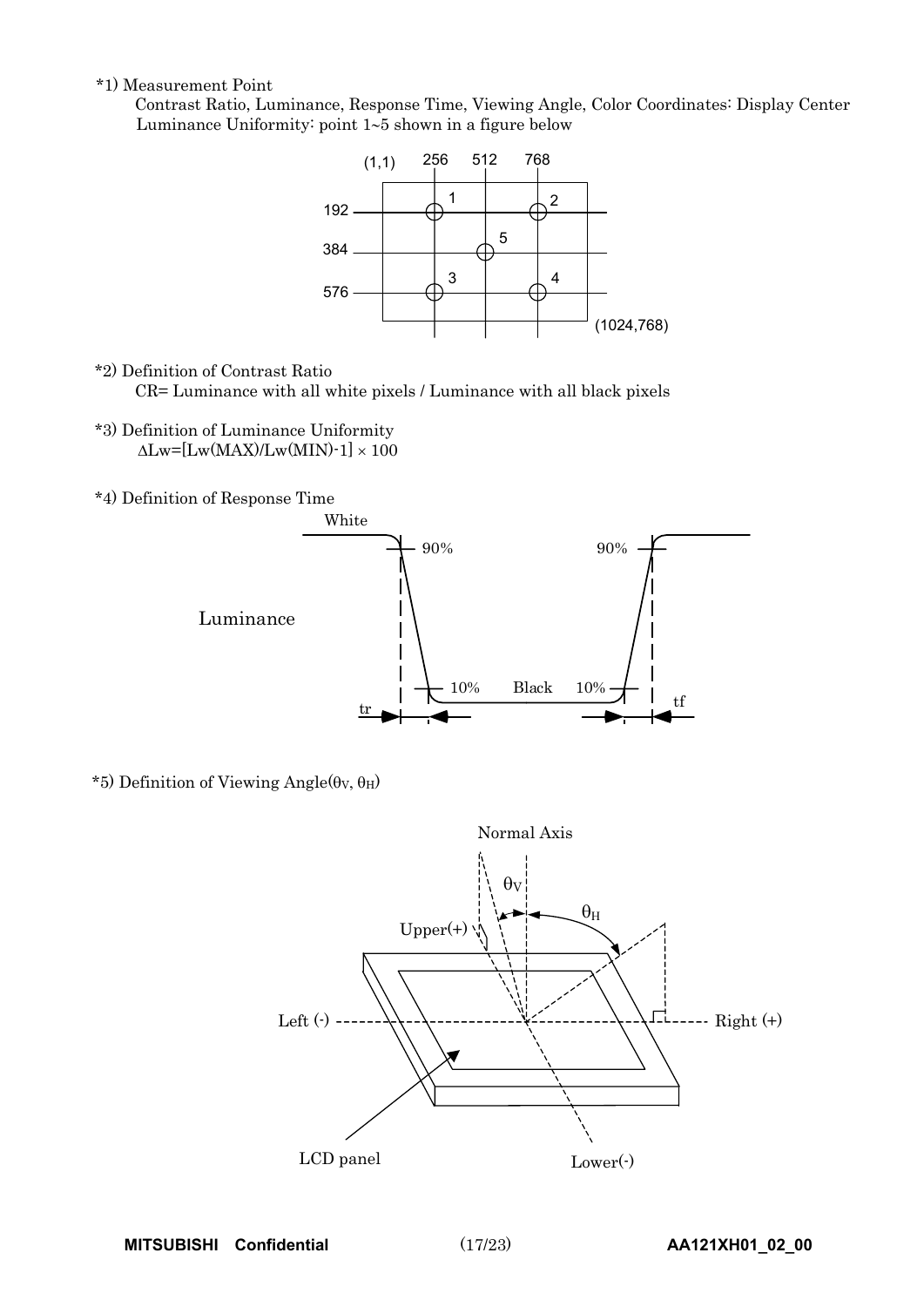*1) Measurement Point

Contrast Ratio, Luminance, Response Time, Viewing Angle, Color Coordinates: Display Center

Luminance Uniformity: point 1~5 shown in a figure below

*2) Definition of Contrast Ratio

CR= Luminance with all white pixels / Luminance with all black pixels

*3) Definition of Luminance Uniformity

$\Delta Lw = [Lw(MAX)/Lw(MIN) - 1] \times 100$

*4) Definition of Response Time

*5) Definition of Viewing Angle($\theta_V$, $\theta_H$)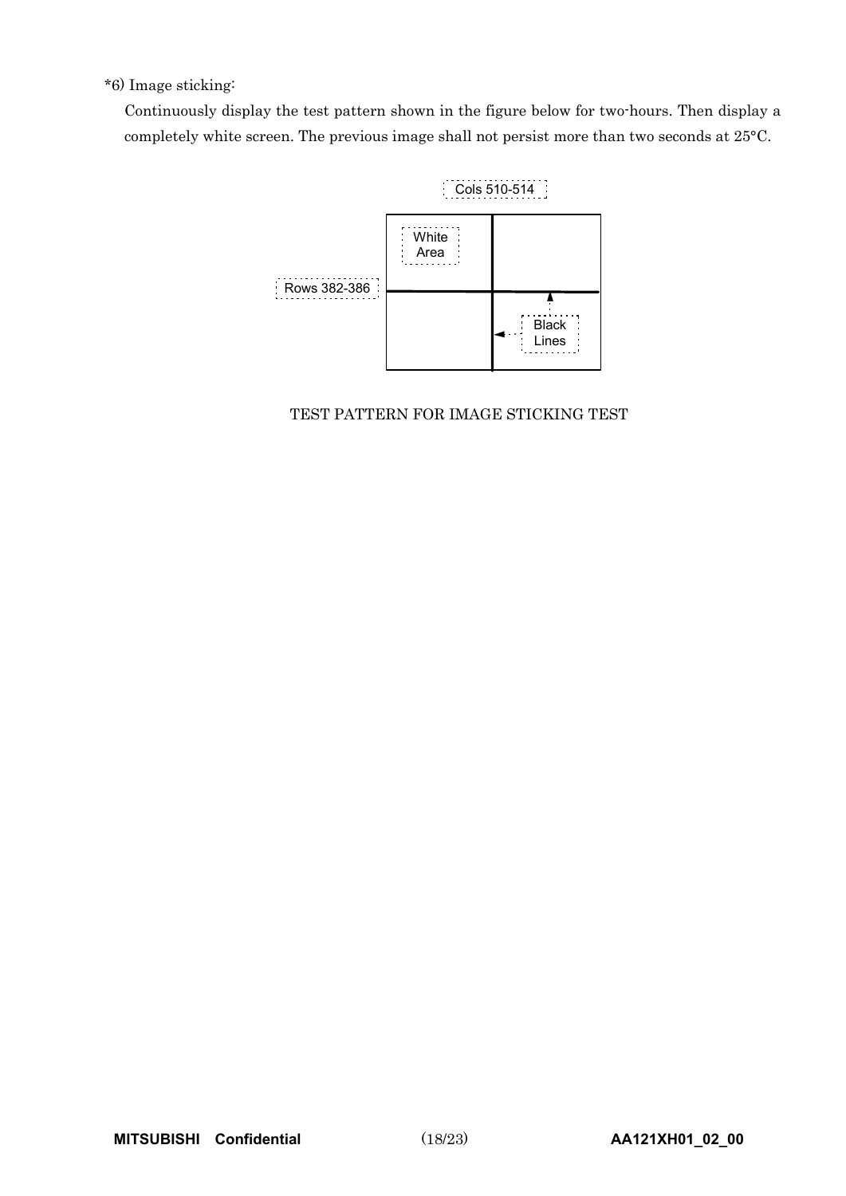*6) Image sticking:

Continuously display the test pattern shown in the figure below for two-hours. Then display a completely white screen. The previous image shall not persist more than two seconds at 25°C.

Cols 510-514

White Area

Rows 382-386

Black Lines

TEST PATTERN FOR IMAGE STICKING TEST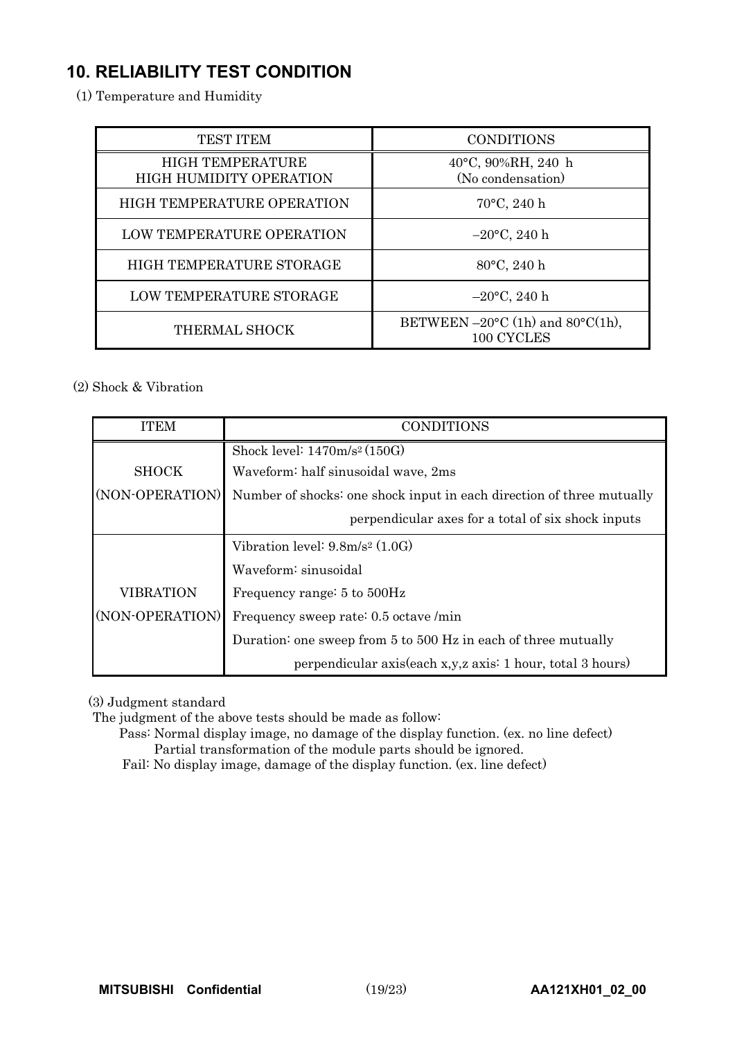## 10. RELIABILITY TEST CONDITION

(1) Temperature and Humidity

| TEST ITEM | CONDITIONS |
|---|---|
| HIGH TEMPERATURE HIGH HUMIDITY OPERATION | 40°C, 90%RH, 240 h (No condensation) |
| HIGH TEMPERATURE OPERATION | 70°C, 240 h |
| LOW TEMPERATURE OPERATION | −20°C, 240 h |
| HIGH TEMPERATURE STORAGE | 80°C, 240 h |
| LOW TEMPERATURE STORAGE | −20°C, 240 h |
| THERMAL SHOCK | BETWEEN −20°C (1h) and 80°C(1h), 100 CYCLES |

(2) Shock & Vibration

| ITEM | CONDITIONS |
|---|---|
| SHOCK (NON-OPERATION) | Shock level: 1470m/s$^2$ (150G)<br>Waveform: half sinusoidal wave, 2ms<br>Number of shocks: one shock input in each direction of three mutually perpendicular axes for a total of six shock inputs |
| VIBRATION (NON-OPERATION) | Vibration level: 9.8m/s$^2$ (1.0G)<br>Waveform: sinusoidal<br>Frequency range: 5 to 500Hz<br>Frequency sweep rate: 0.5 octave /min<br>Duration: one sweep from 5 to 500 Hz in each of three mutually perpendicular axis(each x,y,z axis: 1 hour, total 3 hours) |

(3) Judgment standard

The judgment of the above tests should be made as follow:

Pass: Normal display image, no damage of the display function. (ex. no line defect)
Partial transformation of the module parts should be ignored.

Fail: No display image, damage of the display function. (ex. line defect)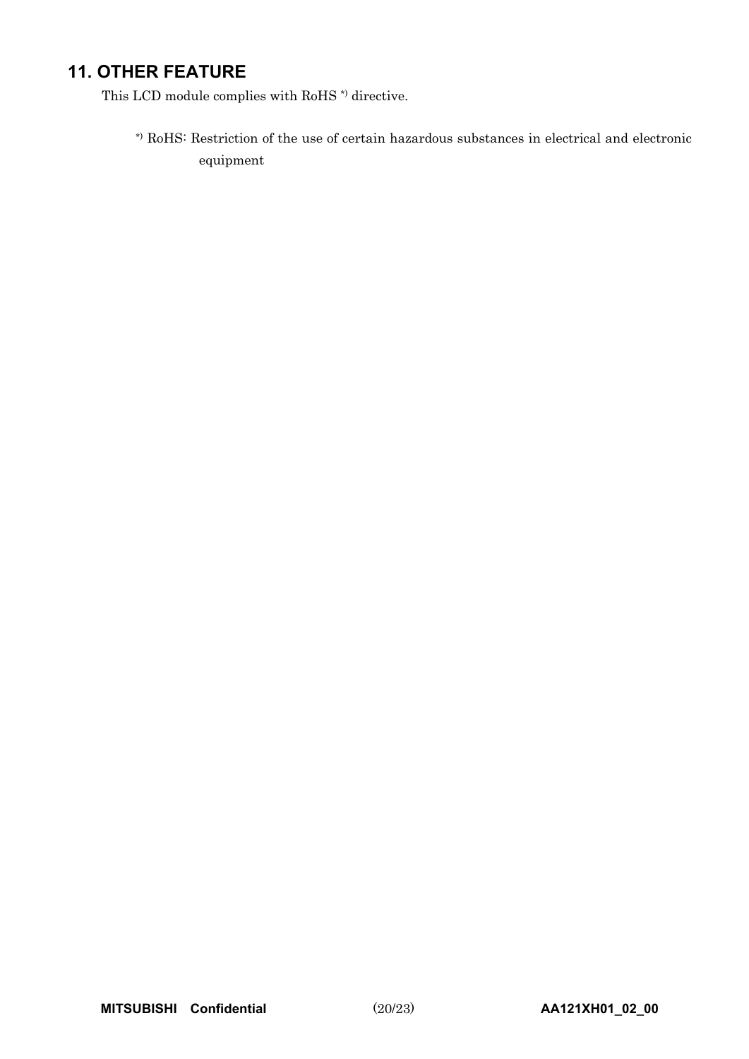## 11. OTHER FEATURE

This LCD module complies with RoHS *) directive.

*) RoHS: Restriction of the use of certain hazardous substances in electrical and electronic equipment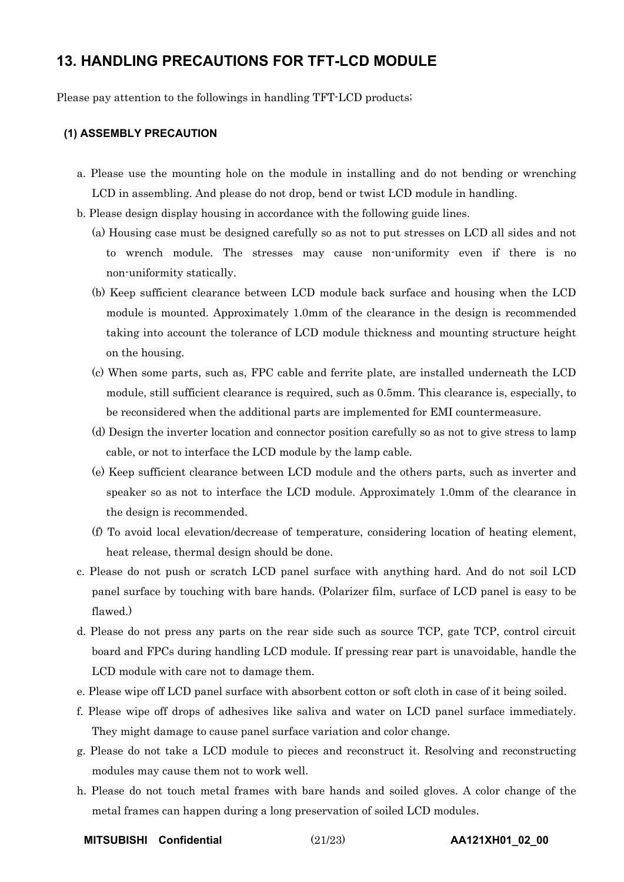## 13. HANDLING PRECAUTIONS FOR TFT-LCD MODULE

Please pay attention to the followings in handling TFT-LCD products;

### (1) ASSEMBLY PRECAUTION

a. Please use the mounting hole on the module in installing and do not bending or wrenching LCD in assembling. And please do not drop, bend or twist LCD module in handling.

b. Please design display housing in accordance with the following guide lines.

  (a) Housing case must be designed carefully so as not to put stresses on LCD all sides and not to wrench module. The stresses may cause non-uniformity even if there is no non-uniformity statically.

  (b) Keep sufficient clearance between LCD module back surface and housing when the LCD module is mounted. Approximately 1.0mm of the clearance in the design is recommended taking into account the tolerance of LCD module thickness and mounting structure height on the housing.

  (c) When some parts, such as, FPC cable and ferrite plate, are installed underneath the LCD module, still sufficient clearance is required, such as 0.5mm. This clearance is, especially, to be reconsidered when the additional parts are implemented for EMI countermeasure.

  (d) Design the inverter location and connector position carefully so as not to give stress to lamp cable, or not to interface the LCD module by the lamp cable.

  (e) Keep sufficient clearance between LCD module and the others parts, such as inverter and speaker so as not to interface the LCD module. Approximately 1.0mm of the clearance in the design is recommended.

  (f) To avoid local elevation/decrease of temperature, considering location of heating element, heat release, thermal design should be done.

c. Please do not push or scratch LCD panel surface with anything hard. And do not soil LCD panel surface by touching with bare hands. (Polarizer film, surface of LCD panel is easy to be flawed.)

d. Please do not press any parts on the rear side such as source TCP, gate TCP, control circuit board and FPCs during handling LCD module. If pressing rear part is unavoidable, handle the LCD module with care not to damage them.

e. Please wipe off LCD panel surface with absorbent cotton or soft cloth in case of it being soiled.

f. Please wipe off drops of adhesives like saliva and water on LCD panel surface immediately. They might damage to cause panel surface variation and color change.

g. Please do not take a LCD module to pieces and reconstruct it. Resolving and reconstructing modules may cause them not to work well.

h. Please do not touch metal frames with bare hands and soiled gloves. A color change of the metal frames can happen during a long preservation of soiled LCD modules.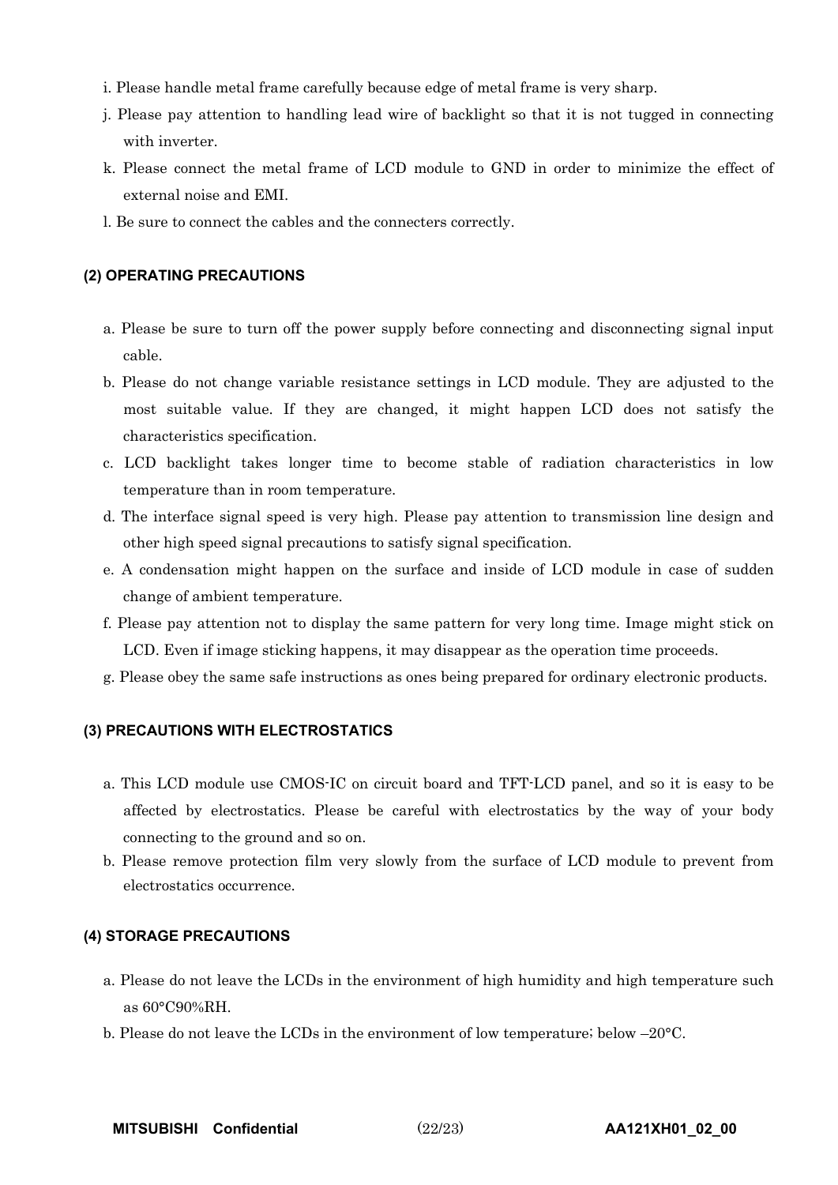i. Please handle metal frame carefully because edge of metal frame is very sharp.

j. Please pay attention to handling lead wire of backlight so that it is not tugged in connecting with inverter.

k. Please connect the metal frame of LCD module to GND in order to minimize the effect of external noise and EMI.

l. Be sure to connect the cables and the connecters correctly.

### (2) OPERATING PRECAUTIONS

a. Please be sure to turn off the power supply before connecting and disconnecting signal input cable.

b. Please do not change variable resistance settings in LCD module. They are adjusted to the most suitable value. If they are changed, it might happen LCD does not satisfy the characteristics specification.

c. LCD backlight takes longer time to become stable of radiation characteristics in low temperature than in room temperature.

d. The interface signal speed is very high. Please pay attention to transmission line design and other high speed signal precautions to satisfy signal specification.

e. A condensation might happen on the surface and inside of LCD module in case of sudden change of ambient temperature.

f. Please pay attention not to display the same pattern for very long time. Image might stick on LCD. Even if image sticking happens, it may disappear as the operation time proceeds.

g. Please obey the same safe instructions as ones being prepared for ordinary electronic products.

### (3) PRECAUTIONS WITH ELECTROSTATICS

a. This LCD module use CMOS-IC on circuit board and TFT-LCD panel, and so it is easy to be affected by electrostatics. Please be careful with electrostatics by the way of your body connecting to the ground and so on.

b. Please remove protection film very slowly from the surface of LCD module to prevent from electrostatics occurrence.

### (4) STORAGE PRECAUTIONS

a. Please do not leave the LCDs in the environment of high humidity and high temperature such as 60°C90%RH.

b. Please do not leave the LCDs in the environment of low temperature; below –20°C.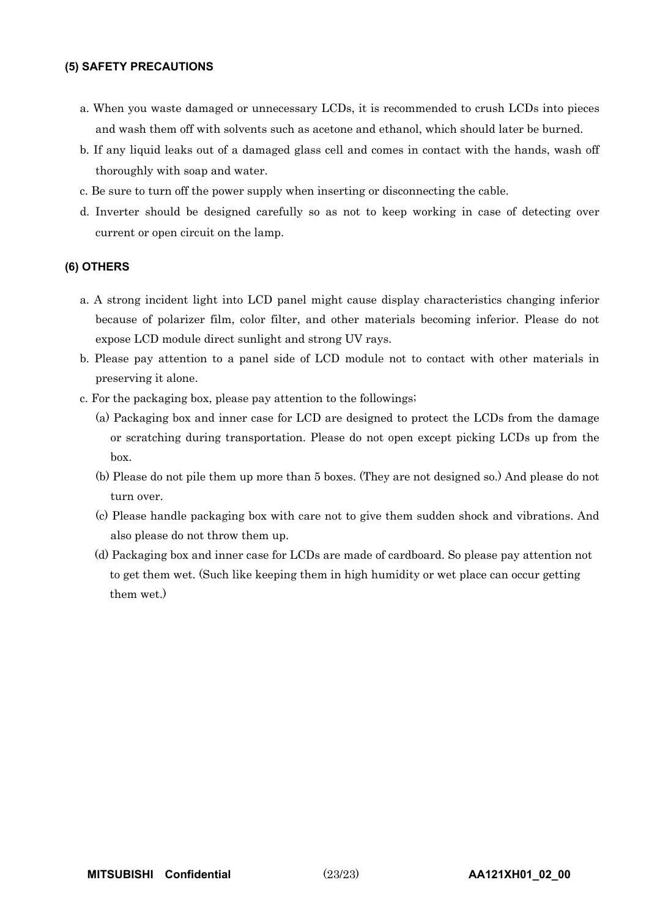### (5) SAFETY PRECAUTIONS

a. When you waste damaged or unnecessary LCDs, it is recommended to crush LCDs into pieces and wash them off with solvents such as acetone and ethanol, which should later be burned.

b. If any liquid leaks out of a damaged glass cell and comes in contact with the hands, wash off thoroughly with soap and water.

c. Be sure to turn off the power supply when inserting or disconnecting the cable.

d. Inverter should be designed carefully so as not to keep working in case of detecting over current or open circuit on the lamp.

### (6) OTHERS

a. A strong incident light into LCD panel might cause display characteristics changing inferior because of polarizer film, color filter, and other materials becoming inferior. Please do not expose LCD module direct sunlight and strong UV rays.

b. Please pay attention to a panel side of LCD module not to contact with other materials in preserving it alone.

c. For the packaging box, please pay attention to the followings;

(a) Packaging box and inner case for LCD are designed to protect the LCDs from the damage or scratching during transportation. Please do not open except picking LCDs up from the box.

(b) Please do not pile them up more than 5 boxes. (They are not designed so.) And please do not turn over.

(c) Please handle packaging box with care not to give them sudden shock and vibrations. And also please do not throw them up.

(d) Packaging box and inner case for LCDs are made of cardboard. So please pay attention not to get them wet. (Such like keeping them in high humidity or wet place can occur getting them wet.)